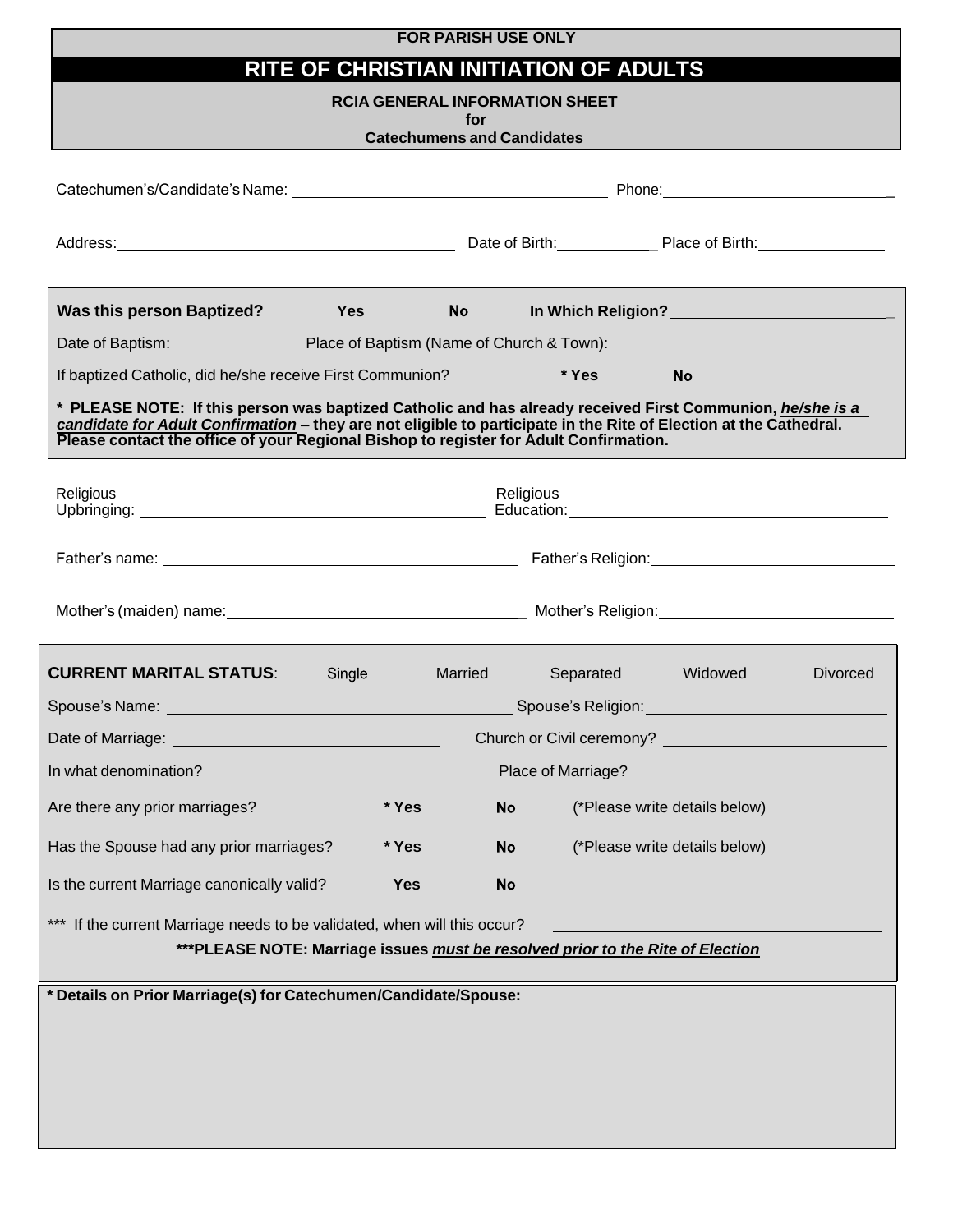**FOR PARISH USE ONLY**

# RITE OF CHRISTIAN INITIATION OF ADULTS

**RCIA GENERAL INFORMATION SHEET**
**for**
**Catechumens and Candidates**

Catechumen's/Candidate's Name: ______________________ Phone: ______________________

Address: ______________________ Date of Birth: ____________ Place of Birth: ______________

**Was this person Baptized?** **Yes** **No** **In Which Religion?** ______________________

Date of Baptism: ______________ Place of Baptism (Name of Church & Town): ______________________

If baptized Catholic, did he/she receive First Communion? **\* Yes** **No**

**\* PLEASE NOTE: If this person was baptized Catholic and has already received First Communion, *he/she is a candidate for Adult Confirmation* – they are not eligible to participate in the Rite of Election at the Cathedral. Please contact the office of your Regional Bishop to register for Adult Confirmation.**

Religious Upbringing: ______________________ Religious Education: ______________________

Father's name: ______________________ Father's Religion: ______________________

Mother's (maiden) name: ______________________ Mother's Religion: ______________________

**CURRENT MARITAL STATUS**: Single Married Separated Widowed Divorced

Spouse's Name: ______________________ Spouse's Religion: ______________________

Date of Marriage: ______________________ Church or Civil ceremony? ______________________

In what denomination? ______________________ Place of Marriage? ______________________

Are there any prior marriages? **\* Yes** **No** (\*Please write details below)

Has the Spouse had any prior marriages? **\* Yes** **No** (\*Please write details below)

Is the current Marriage canonically valid? **Yes** **No**

\*\*\* If the current Marriage needs to be validated, when will this occur? ______________________

**\*\*\*PLEASE NOTE: Marriage issues *must be resolved prior to the Rite of Election***

**\* Details on Prior Marriage(s) for Catechumen/Candidate/Spouse:**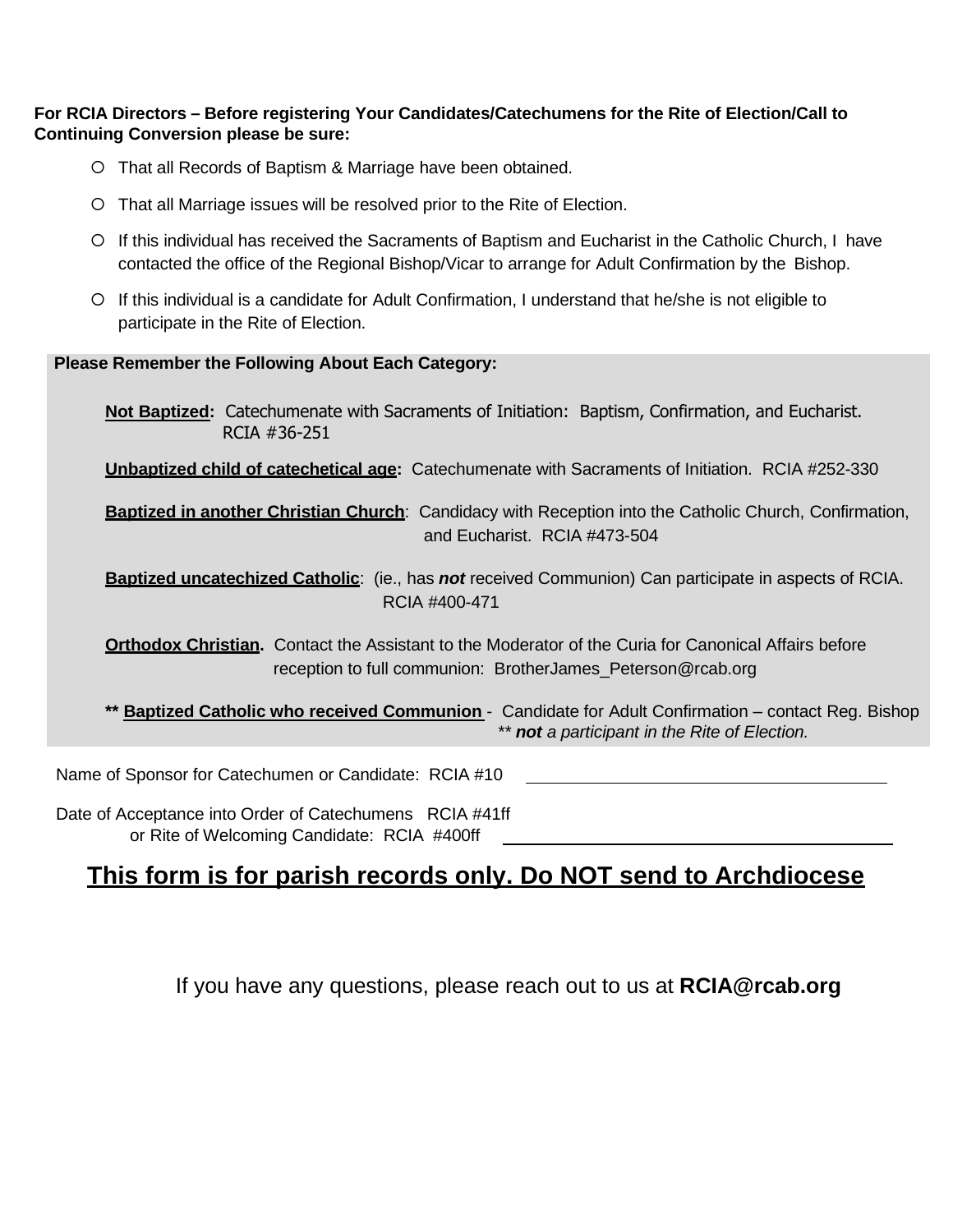**For RCIA Directors – Before registering Your Candidates/Catechumens for the Rite of Election/Call to Continuing Conversion please be sure:**

- That all Records of Baptism & Marriage have been obtained.
- That all Marriage issues will be resolved prior to the Rite of Election.
- If this individual has received the Sacraments of Baptism and Eucharist in the Catholic Church, I have contacted the office of the Regional Bishop/Vicar to arrange for Adult Confirmation by the Bishop.
- If this individual is a candidate for Adult Confirmation, I understand that he/she is not eligible to participate in the Rite of Election.

**Please Remember the Following About Each Category:**

**Not Baptized:** Catechumenate with Sacraments of Initiation: Baptism, Confirmation, and Eucharist. RCIA #36-251

**Unbaptized child of catechetical age:** Catechumenate with Sacraments of Initiation. RCIA #252-330

**Baptized in another Christian Church**: Candidacy with Reception into the Catholic Church, Confirmation, and Eucharist. RCIA #473-504

**Baptized uncatechized Catholic**: (ie., has ***not*** received Communion) Can participate in aspects of RCIA. RCIA #400-471

**Orthodox Christian.** Contact the Assistant to the Moderator of the Curia for Canonical Affairs before reception to full communion: BrotherJames_Peterson@rcab.org

**\*\* Baptized Catholic who received Communion** - Candidate for Adult Confirmation – contact Reg. Bishop *\*\* **not** a participant in the Rite of Election.*

Name of Sponsor for Catechumen or Candidate: RCIA #10 ____________________

Date of Acceptance into Order of Catechumens RCIA #41ff
or Rite of Welcoming Candidate: RCIA #400ff ____________________

## This form is for parish records only. Do NOT send to Archdiocese

If you have any questions, please reach out to us at **RCIA@rcab.org**